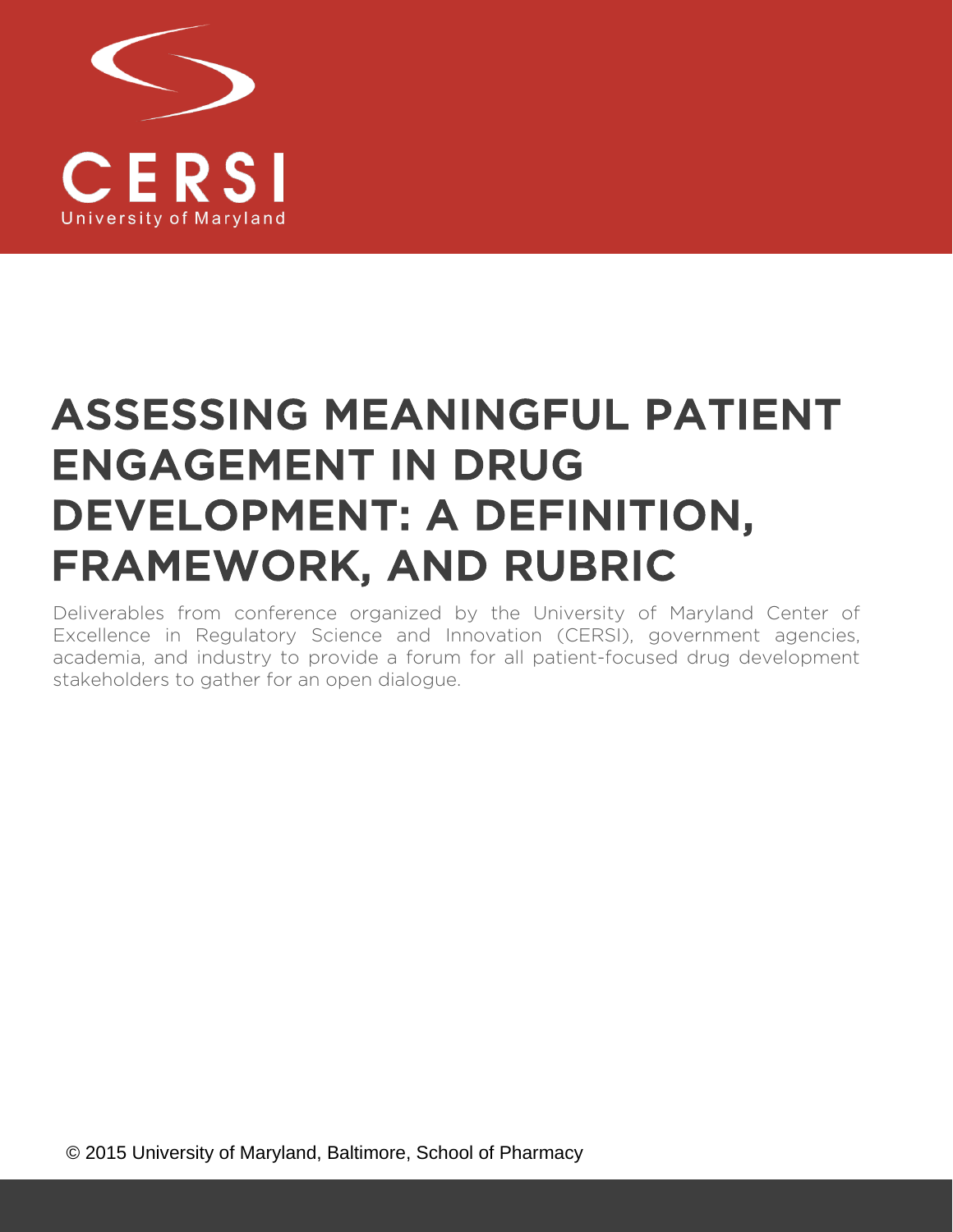CERSI

University of Maryland

# ASSESSING MEANINGFUL PATIENT ENGAGEMENT IN DRUG DEVELOPMENT: A DEFINITION, FRAMEWORK, AND RUBRIC

Deliverables from conference organized by the University of Maryland Center of Excellence in Regulatory Science and Innovation (CERSI), government agencies, academia, and industry to provide a forum for all patient-focused drug development stakeholders to gather for an open dialogue.

© 2015 University of Maryland, Baltimore, School of Pharmacy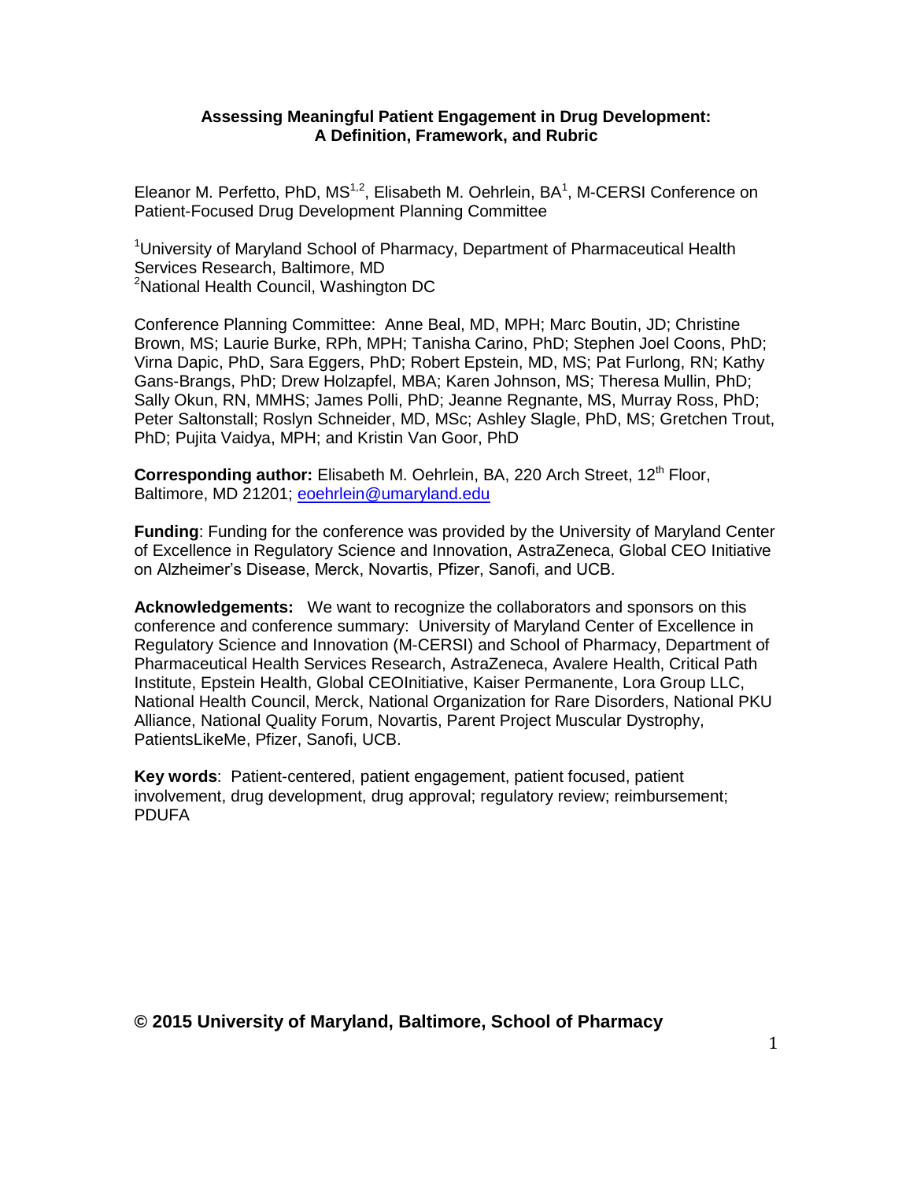**Assessing Meaningful Patient Engagement in Drug Development: A Definition, Framework, and Rubric**

Eleanor M. Perfetto, PhD, MS[1,2], Elisabeth M. Oehrlein, BA[1], M-CERSI Conference on Patient-Focused Drug Development Planning Committee

[1]University of Maryland School of Pharmacy, Department of Pharmaceutical Health Services Research, Baltimore, MD
[2]National Health Council, Washington DC

Conference Planning Committee: Anne Beal, MD, MPH; Marc Boutin, JD; Christine Brown, MS; Laurie Burke, RPh, MPH; Tanisha Carino, PhD; Stephen Joel Coons, PhD; Virna Dapic, PhD, Sara Eggers, PhD; Robert Epstein, MD, MS; Pat Furlong, RN; Kathy Gans-Brangs, PhD; Drew Holzapfel, MBA; Karen Johnson, MS; Theresa Mullin, PhD; Sally Okun, RN, MMHS; James Polli, PhD; Jeanne Regnante, MS, Murray Ross, PhD; Peter Saltonstall; Roslyn Schneider, MD, MSc; Ashley Slagle, PhD, MS; Gretchen Trout, PhD; Pujita Vaidya, MPH; and Kristin Van Goor, PhD

**Corresponding author:** Elisabeth M. Oehrlein, BA, 220 Arch Street, 12th Floor, Baltimore, MD 21201; eoehrlein@umaryland.edu

**Funding**: Funding for the conference was provided by the University of Maryland Center of Excellence in Regulatory Science and Innovation, AstraZeneca, Global CEO Initiative on Alzheimer's Disease, Merck, Novartis, Pfizer, Sanofi, and UCB.

**Acknowledgements:** We want to recognize the collaborators and sponsors on this conference and conference summary: University of Maryland Center of Excellence in Regulatory Science and Innovation (M-CERSI) and School of Pharmacy, Department of Pharmaceutical Health Services Research, AstraZeneca, Avalere Health, Critical Path Institute, Epstein Health, Global CEOInitiative, Kaiser Permanente, Lora Group LLC, National Health Council, Merck, National Organization for Rare Disorders, National PKU Alliance, National Quality Forum, Novartis, Parent Project Muscular Dystrophy, PatientsLikeMe, Pfizer, Sanofi, UCB.

**Key words**: Patient-centered, patient engagement, patient focused, patient involvement, drug development, drug approval; regulatory review; reimbursement; PDUFA

**© 2015 University of Maryland, Baltimore, School of Pharmacy**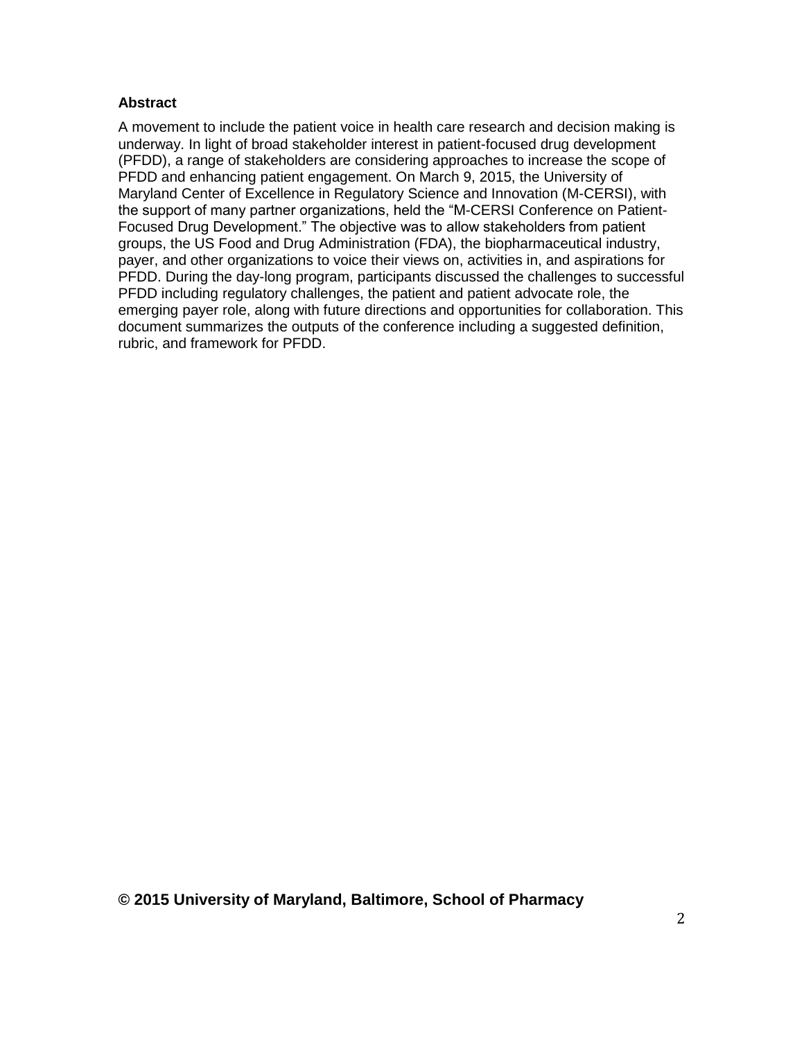**Abstract**

A movement to include the patient voice in health care research and decision making is underway. In light of broad stakeholder interest in patient-focused drug development (PFDD), a range of stakeholders are considering approaches to increase the scope of PFDD and enhancing patient engagement. On March 9, 2015, the University of Maryland Center of Excellence in Regulatory Science and Innovation (M-CERSI), with the support of many partner organizations, held the "M-CERSI Conference on Patient-Focused Drug Development." The objective was to allow stakeholders from patient groups, the US Food and Drug Administration (FDA), the biopharmaceutical industry, payer, and other organizations to voice their views on, activities in, and aspirations for PFDD. During the day-long program, participants discussed the challenges to successful PFDD including regulatory challenges, the patient and patient advocate role, the emerging payer role, along with future directions and opportunities for collaboration. This document summarizes the outputs of the conference including a suggested definition, rubric, and framework for PFDD.

**© 2015 University of Maryland, Baltimore, School of Pharmacy**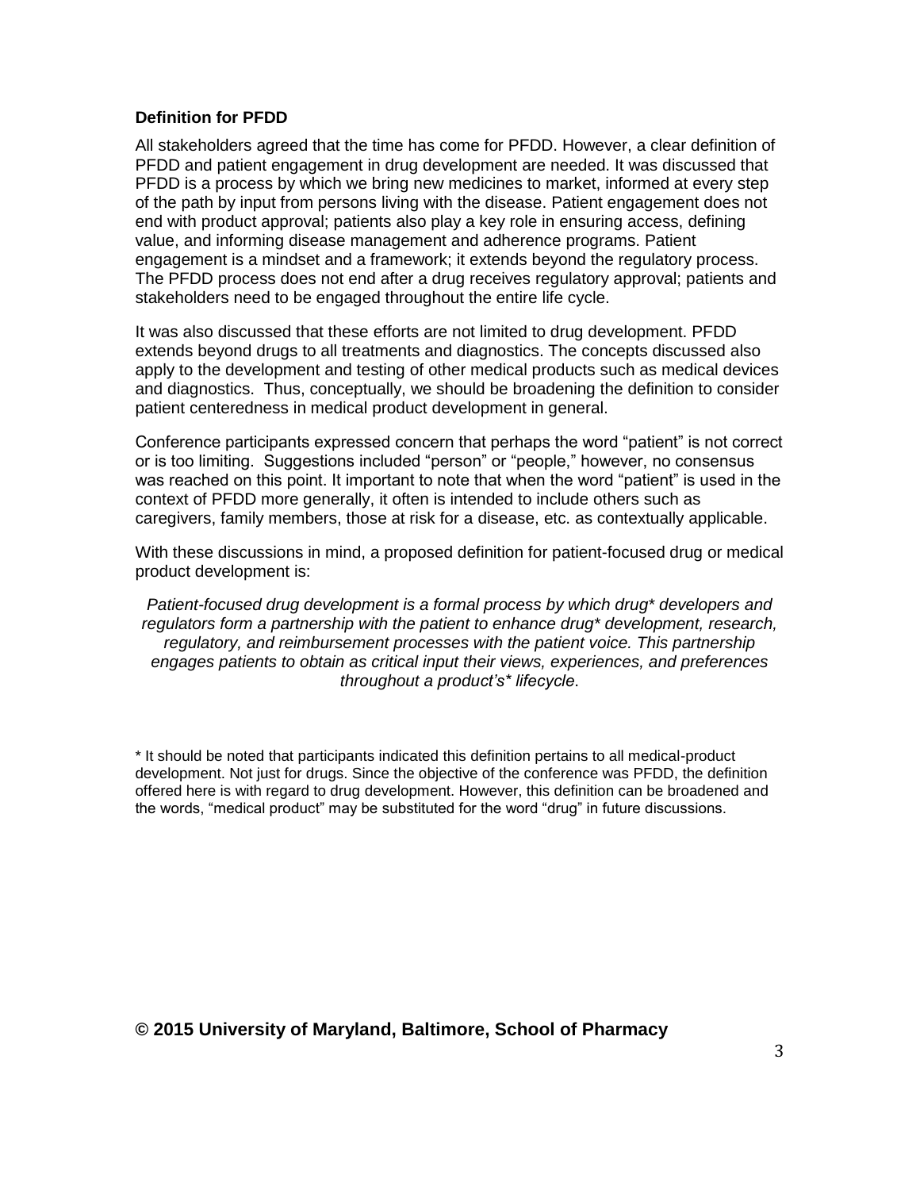### Definition for PFDD

All stakeholders agreed that the time has come for PFDD. However, a clear definition of PFDD and patient engagement in drug development are needed. It was discussed that PFDD is a process by which we bring new medicines to market, informed at every step of the path by input from persons living with the disease. Patient engagement does not end with product approval; patients also play a key role in ensuring access, defining value, and informing disease management and adherence programs. Patient engagement is a mindset and a framework; it extends beyond the regulatory process. The PFDD process does not end after a drug receives regulatory approval; patients and stakeholders need to be engaged throughout the entire life cycle.

It was also discussed that these efforts are not limited to drug development. PFDD extends beyond drugs to all treatments and diagnostics. The concepts discussed also apply to the development and testing of other medical products such as medical devices and diagnostics. Thus, conceptually, we should be broadening the definition to consider patient centeredness in medical product development in general.

Conference participants expressed concern that perhaps the word "patient" is not correct or is too limiting. Suggestions included "person" or "people," however, no consensus was reached on this point. It important to note that when the word "patient" is used in the context of PFDD more generally, it often is intended to include others such as caregivers, family members, those at risk for a disease, etc. as contextually applicable.

With these discussions in mind, a proposed definition for patient-focused drug or medical product development is:

*Patient-focused drug development is a formal process by which drug* developers and regulators form a partnership with the patient to enhance drug* development, research, regulatory, and reimbursement processes with the patient voice. This partnership engages patients to obtain as critical input their views, experiences, and preferences throughout a product's* lifecycle.*

\* It should be noted that participants indicated this definition pertains to all medical-product development. Not just for drugs. Since the objective of the conference was PFDD, the definition offered here is with regard to drug development. However, this definition can be broadened and the words, "medical product" may be substituted for the word "drug" in future discussions.

**© 2015 University of Maryland, Baltimore, School of Pharmacy**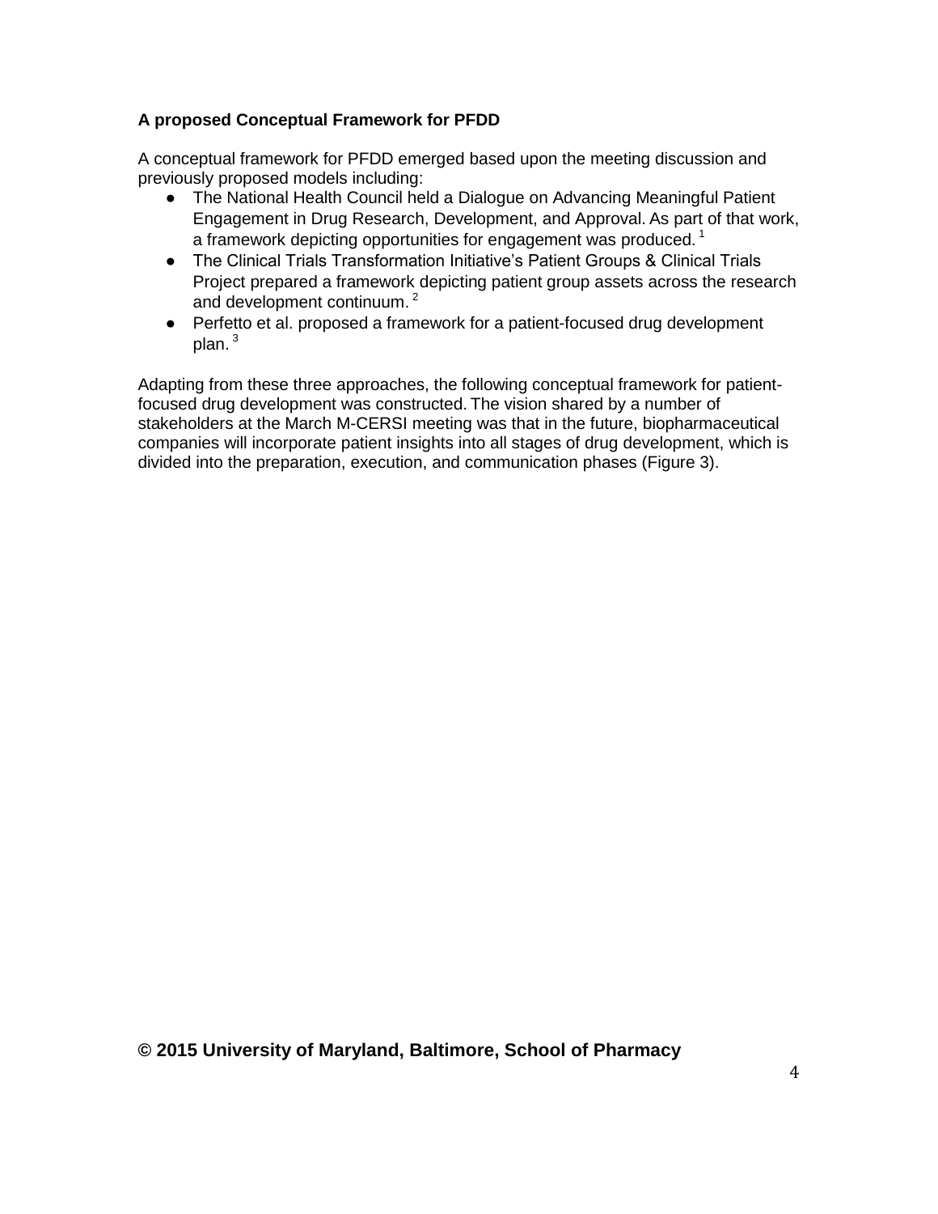**A proposed Conceptual Framework for PFDD**

A conceptual framework for PFDD emerged based upon the meeting discussion and previously proposed models including:

- The National Health Council held a Dialogue on Advancing Meaningful Patient Engagement in Drug Research, Development, and Approval. As part of that work, a framework depicting opportunities for engagement was produced.[1]
- The Clinical Trials Transformation Initiative's Patient Groups & Clinical Trials Project prepared a framework depicting patient group assets across the research and development continuum.[2]
- Perfetto et al. proposed a framework for a patient-focused drug development plan.[3]

Adapting from these three approaches, the following conceptual framework for patient-focused drug development was constructed. The vision shared by a number of stakeholders at the March M-CERSI meeting was that in the future, biopharmaceutical companies will incorporate patient insights into all stages of drug development, which is divided into the preparation, execution, and communication phases (Figure 3).

**© 2015 University of Maryland, Baltimore, School of Pharmacy**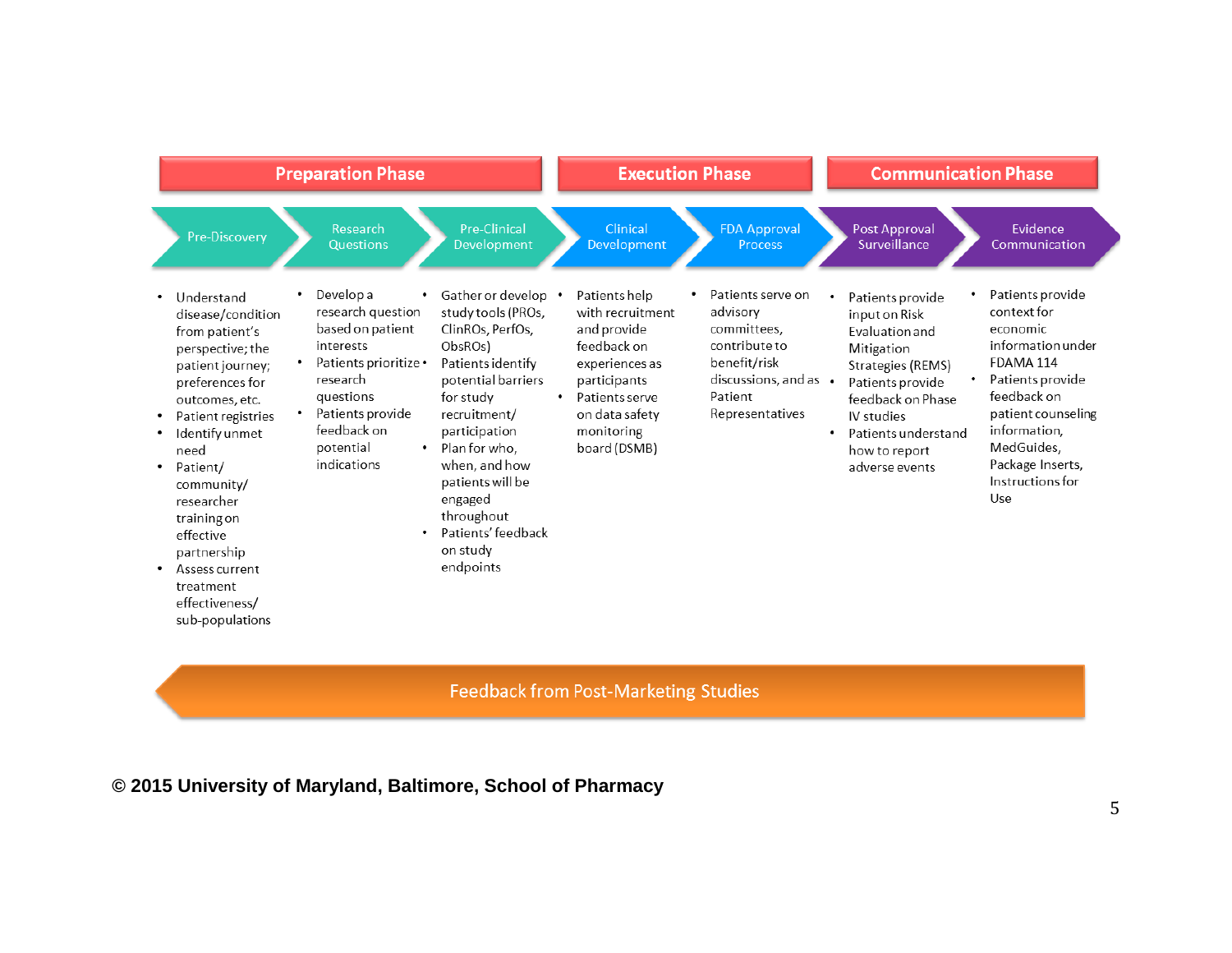## Preparation Phase

### Pre-Discovery

- Understand disease/condition from patient's perspective; the patient journey; preferences for outcomes, etc.
- Patient registries
- Identify unmet need
- Patient/ community/ researcher training on effective partnership
- Assess current treatment effectiveness/ sub-populations

### Research Questions

- Develop a research question based on patient interests
- Patients prioritize research questions
- Patients provide feedback on potential indications

### Pre-Clinical Development

- Gather or develop study tools (PROs, ClinROs, PerfOs, ObsROs)
- Patients identify potential barriers for study recruitment/ participation
- Plan for who, when, and how patients will be engaged throughout
- Patients' feedback on study endpoints

## Execution Phase

### Clinical Development

- Patients help with recruitment and provide feedback on experiences as participants
- Patients serve on data safety monitoring board (DSMB)

### FDA Approval Process

- Patients serve on advisory committees, contribute to benefit/risk discussions, and as Patient Representatives

## Communication Phase

### Post Approval Surveillance

- Patients provide input on Risk Evaluation and Mitigation Strategies (REMS)
- Patients provide feedback on Phase IV studies
- Patients understand how to report adverse events

### Evidence Communication

- Patients provide context for economic information under FDAMA 114
- Patients provide feedback on patient counseling information, MedGuides, Package Inserts, Instructions for Use

**Feedback from Post-Marketing Studies**

**© 2015 University of Maryland, Baltimore, School of Pharmacy**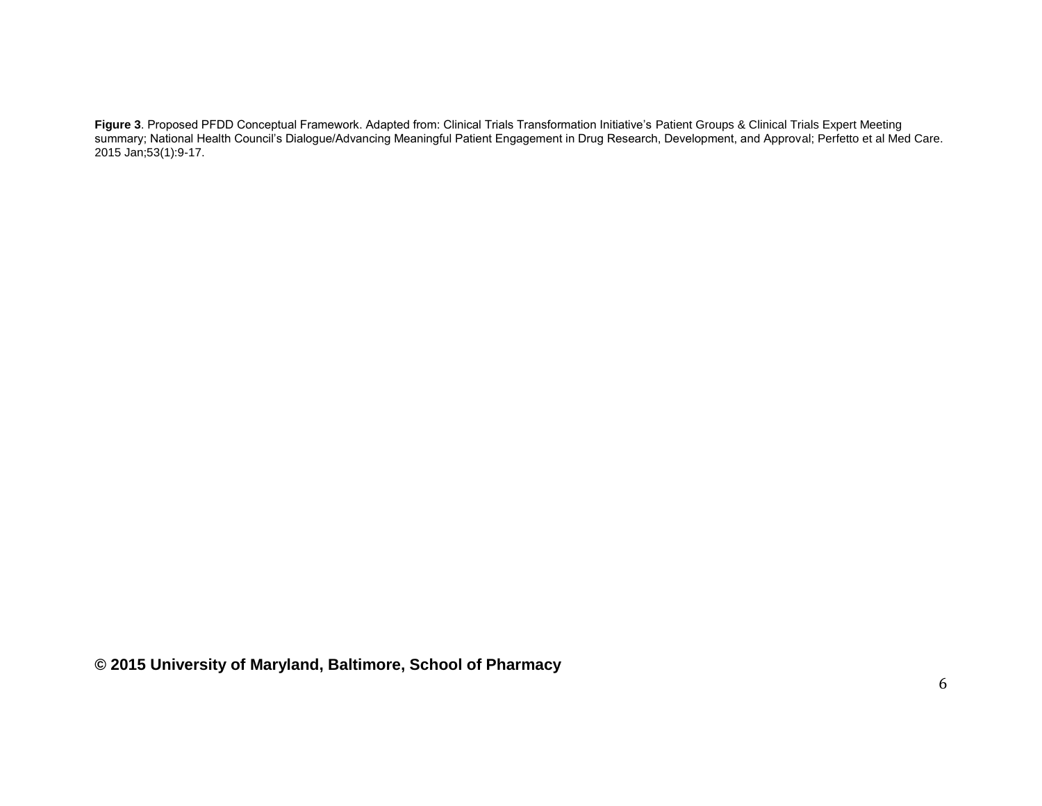**Figure 3**. Proposed PFDD Conceptual Framework. Adapted from: Clinical Trials Transformation Initiative's Patient Groups & Clinical Trials Expert Meeting summary; National Health Council's Dialogue/Advancing Meaningful Patient Engagement in Drug Research, Development, and Approval; Perfetto et al Med Care. 2015 Jan;53(1):9-17.

**© 2015 University of Maryland, Baltimore, School of Pharmacy**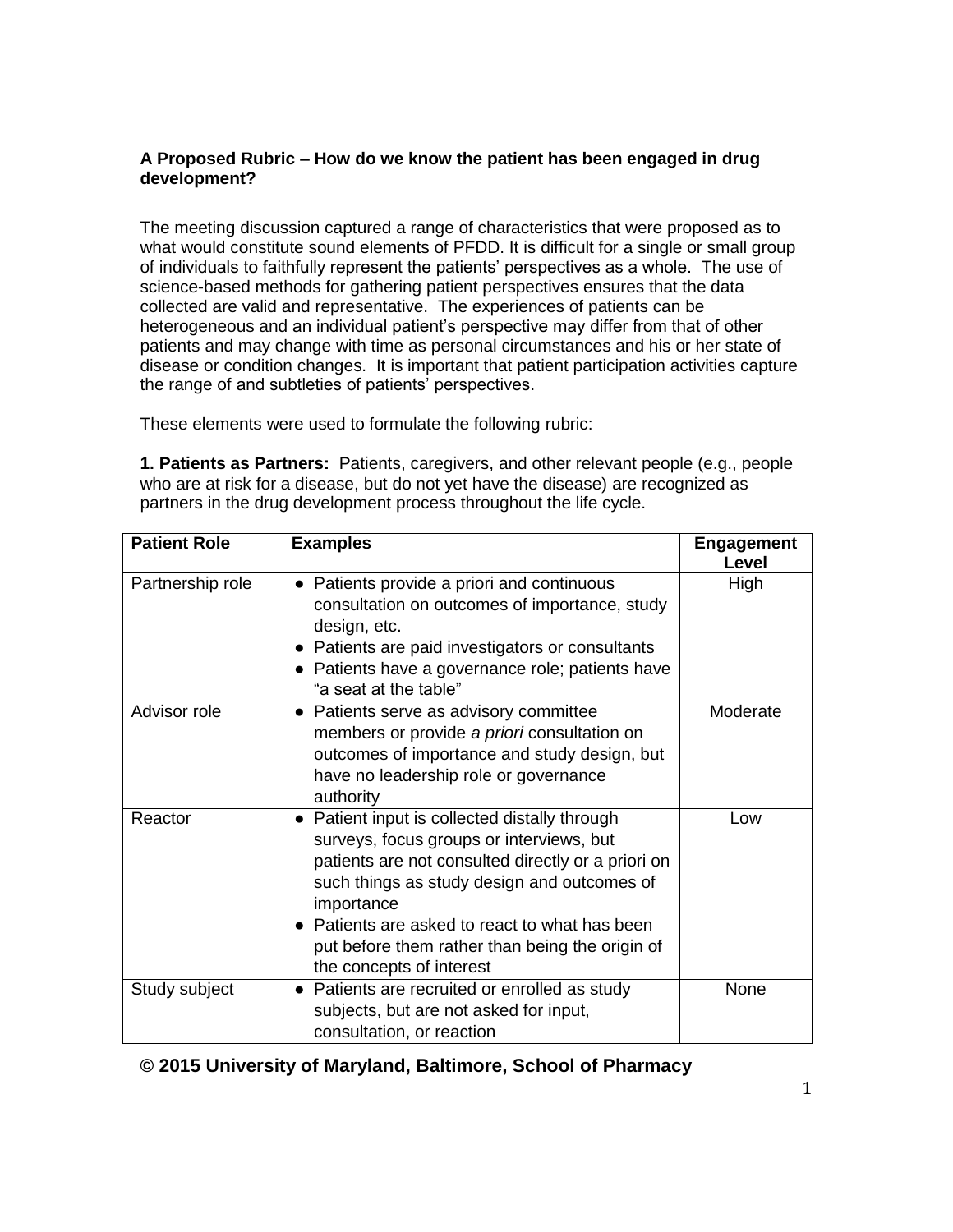**A Proposed Rubric – How do we know the patient has been engaged in drug development?**

The meeting discussion captured a range of characteristics that were proposed as to what would constitute sound elements of PFDD. It is difficult for a single or small group of individuals to faithfully represent the patients' perspectives as a whole. The use of science-based methods for gathering patient perspectives ensures that the data collected are valid and representative. The experiences of patients can be heterogeneous and an individual patient's perspective may differ from that of other patients and may change with time as personal circumstances and his or her state of disease or condition changes. It is important that patient participation activities capture the range of and subtleties of patients' perspectives.

These elements were used to formulate the following rubric:

**1. Patients as Partners:** Patients, caregivers, and other relevant people (e.g., people who are at risk for a disease, but do not yet have the disease) are recognized as partners in the drug development process throughout the life cycle.

| Patient Role | Examples | Engagement Level |
|---|---|---|
| Partnership role | ● Patients provide a priori and continuous consultation on outcomes of importance, study design, etc.<br>● Patients are paid investigators or consultants<br>● Patients have a governance role; patients have "a seat at the table" | High |
| Advisor role | ● Patients serve as advisory committee members or provide *a priori* consultation on outcomes of importance and study design, but have no leadership role or governance authority | Moderate |
| Reactor | ● Patient input is collected distally through surveys, focus groups or interviews, but patients are not consulted directly or a priori on such things as study design and outcomes of importance<br>● Patients are asked to react to what has been put before them rather than being the origin of the concepts of interest | Low |
| Study subject | ● Patients are recruited or enrolled as study subjects, but are not asked for input, consultation, or reaction | None |

**© 2015 University of Maryland, Baltimore, School of Pharmacy**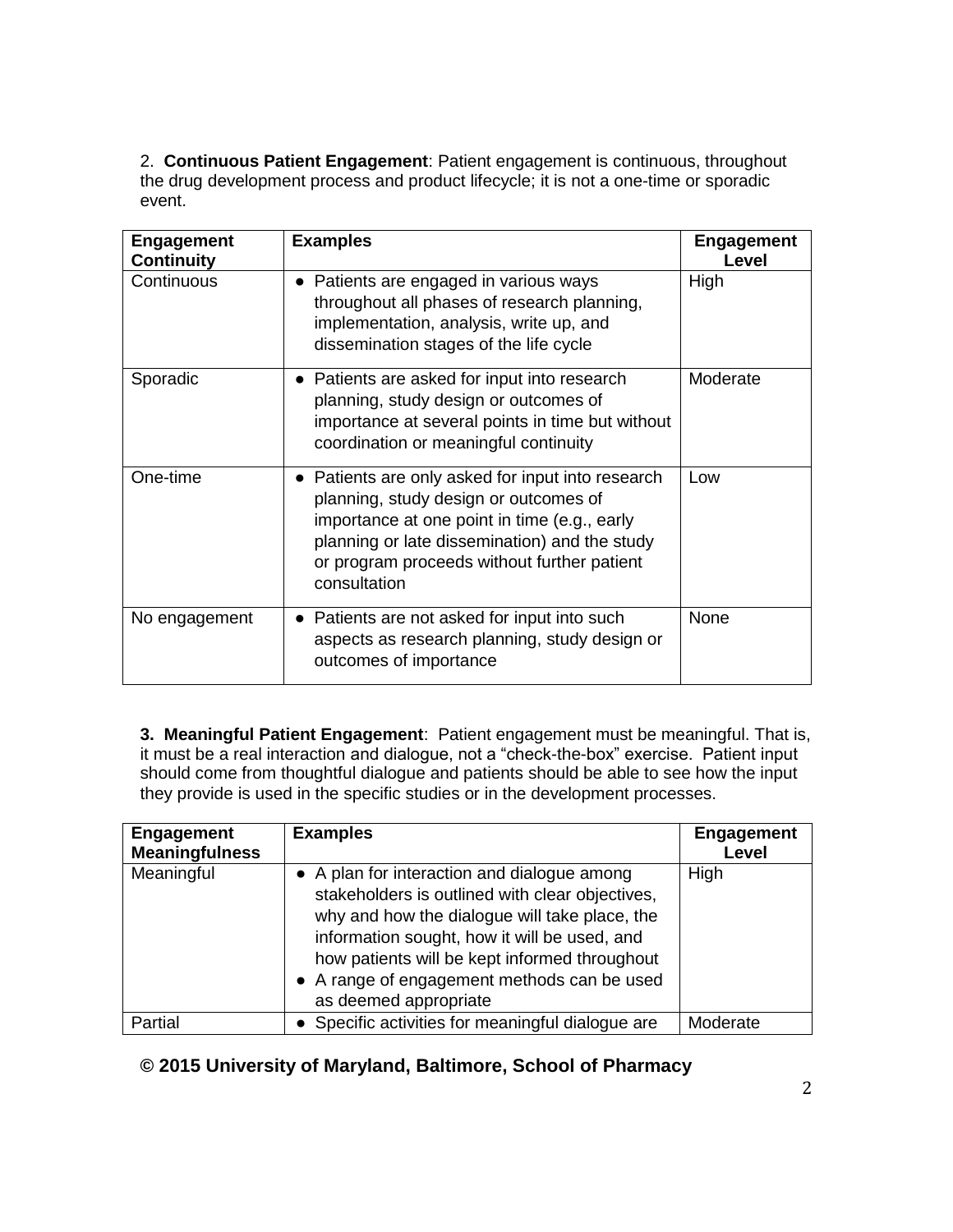2. **Continuous Patient Engagement**: Patient engagement is continuous, throughout the drug development process and product lifecycle; it is not a one-time or sporadic event.

| Engagement Continuity | Examples | Engagement Level |
|---|---|---|
| Continuous | • Patients are engaged in various ways throughout all phases of research planning, implementation, analysis, write up, and dissemination stages of the life cycle | High |
| Sporadic | • Patients are asked for input into research planning, study design or outcomes of importance at several points in time but without coordination or meaningful continuity | Moderate |
| One-time | • Patients are only asked for input into research planning, study design or outcomes of importance at one point in time (e.g., early planning or late dissemination) and the study or program proceeds without further patient consultation | Low |
| No engagement | • Patients are not asked for input into such aspects as research planning, study design or outcomes of importance | None |

**3. Meaningful Patient Engagement**: Patient engagement must be meaningful. That is, it must be a real interaction and dialogue, not a "check-the-box" exercise. Patient input should come from thoughtful dialogue and patients should be able to see how the input they provide is used in the specific studies or in the development processes.

| Engagement Meaningfulness | Examples | Engagement Level |
|---|---|---|
| Meaningful | • A plan for interaction and dialogue among stakeholders is outlined with clear objectives, why and how the dialogue will take place, the information sought, how it will be used, and how patients will be kept informed throughout<br>• A range of engagement methods can be used as deemed appropriate | High |
| Partial | • Specific activities for meaningful dialogue are | Moderate |

**© 2015 University of Maryland, Baltimore, School of Pharmacy**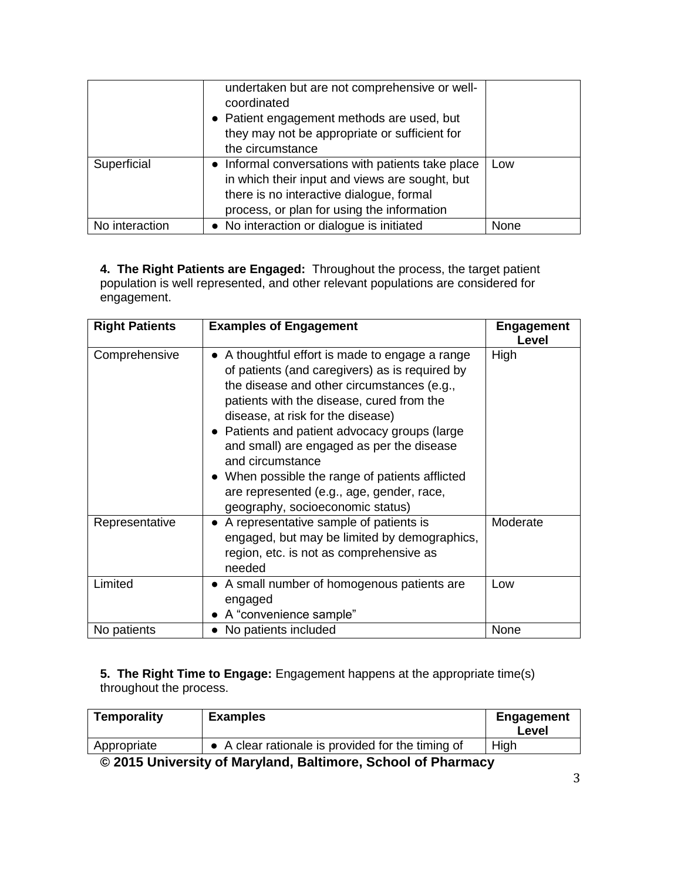|  | • undertaken but are not comprehensive or well-coordinated<br>• Patient engagement methods are used, but they may not be appropriate or sufficient for the circumstance |  |
|---|---|---|
| Superficial | • Informal conversations with patients take place in which their input and views are sought, but there is no interactive dialogue, formal process, or plan for using the information | Low |
| No interaction | • No interaction or dialogue is initiated | None |

**4. The Right Patients are Engaged:** Throughout the process, the target patient population is well represented, and other relevant populations are considered for engagement.

| Right Patients | Examples of Engagement | Engagement Level |
|---|---|---|
| Comprehensive | • A thoughtful effort is made to engage a range of patients (and caregivers) as is required by the disease and other circumstances (e.g., patients with the disease, cured from the disease, at risk for the disease)<br>• Patients and patient advocacy groups (large and small) are engaged as per the disease and circumstance<br>• When possible the range of patients afflicted are represented (e.g., age, gender, race, geography, socioeconomic status) | High |
| Representative | • A representative sample of patients is engaged, but may be limited by demographics, region, etc. is not as comprehensive as needed | Moderate |
| Limited | • A small number of homogenous patients are engaged<br>• A "convenience sample" | Low |
| No patients | • No patients included | None |

**5. The Right Time to Engage:** Engagement happens at the appropriate time(s) throughout the process.

| Temporality | Examples | Engagement Level |
|---|---|---|
| Appropriate | • A clear rationale is provided for the timing of | High |

**© 2015 University of Maryland, Baltimore, School of Pharmacy**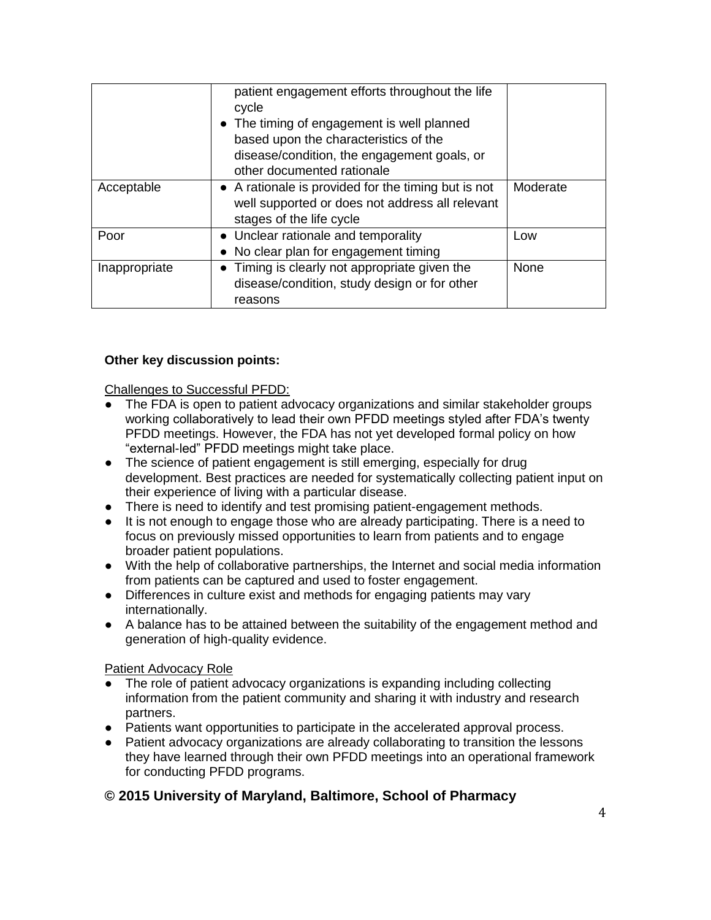|  | • patient engagement efforts throughout the life cycle<br>• The timing of engagement is well planned based upon the characteristics of the disease/condition, the engagement goals, or other documented rationale |  |
| --- | --- | --- |
| Acceptable | • A rationale is provided for the timing but is not well supported or does not address all relevant stages of the life cycle | Moderate |
| Poor | • Unclear rationale and temporality<br>• No clear plan for engagement timing | Low |
| Inappropriate | • Timing is clearly not appropriate given the disease/condition, study design or for other reasons | None |

**Other key discussion points:**

Challenges to Successful PFDD:

- The FDA is open to patient advocacy organizations and similar stakeholder groups working collaboratively to lead their own PFDD meetings styled after FDA's twenty PFDD meetings. However, the FDA has not yet developed formal policy on how "external-led" PFDD meetings might take place.
- The science of patient engagement is still emerging, especially for drug development. Best practices are needed for systematically collecting patient input on their experience of living with a particular disease.
- There is need to identify and test promising patient-engagement methods.
- It is not enough to engage those who are already participating. There is a need to focus on previously missed opportunities to learn from patients and to engage broader patient populations.
- With the help of collaborative partnerships, the Internet and social media information from patients can be captured and used to foster engagement.
- Differences in culture exist and methods for engaging patients may vary internationally.
- A balance has to be attained between the suitability of the engagement method and generation of high-quality evidence.

Patient Advocacy Role

- The role of patient advocacy organizations is expanding including collecting information from the patient community and sharing it with industry and research partners.
- Patients want opportunities to participate in the accelerated approval process.
- Patient advocacy organizations are already collaborating to transition the lessons they have learned through their own PFDD meetings into an operational framework for conducting PFDD programs.

**© 2015 University of Maryland, Baltimore, School of Pharmacy**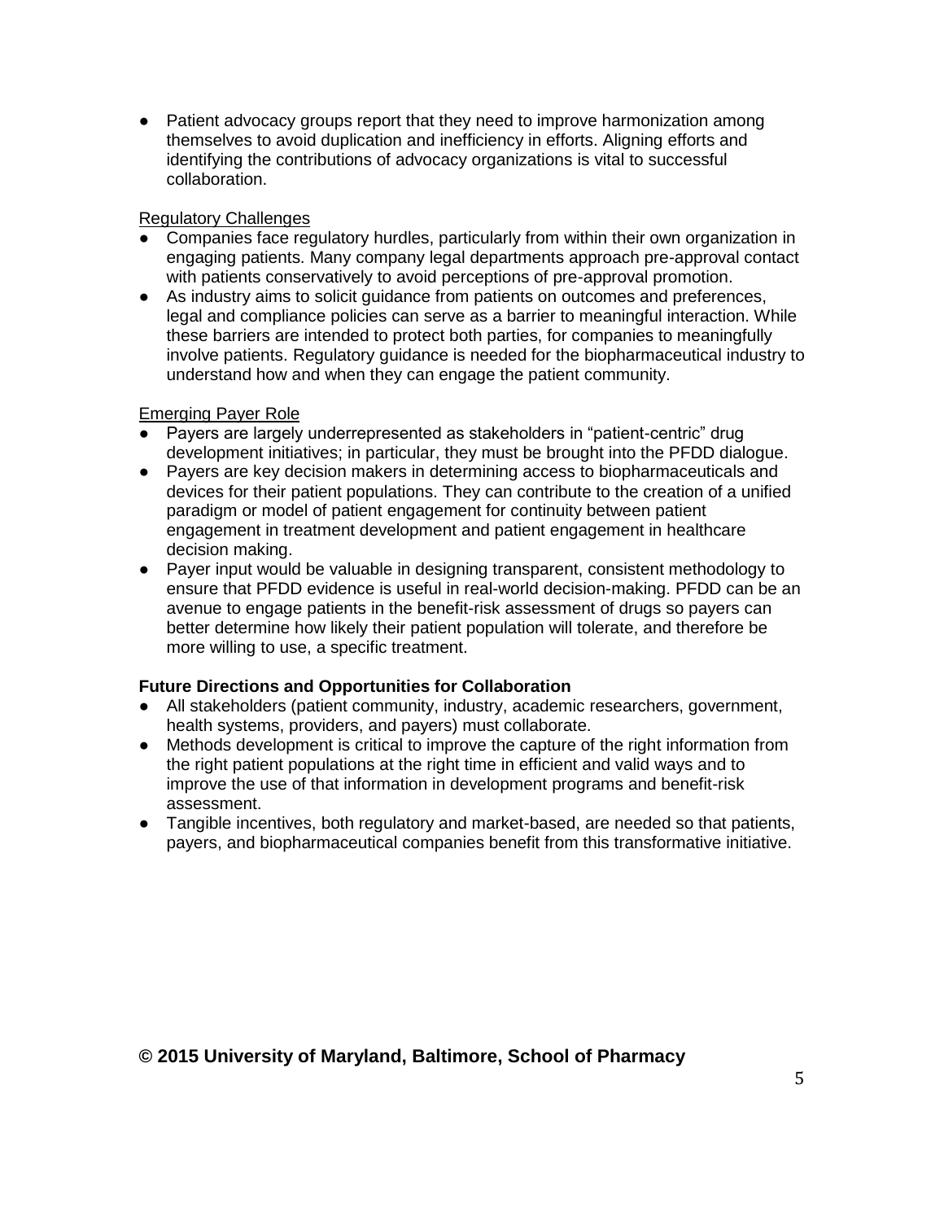- Patient advocacy groups report that they need to improve harmonization among themselves to avoid duplication and inefficiency in efforts. Aligning efforts and identifying the contributions of advocacy organizations is vital to successful collaboration.

Regulatory Challenges

- Companies face regulatory hurdles, particularly from within their own organization in engaging patients. Many company legal departments approach pre-approval contact with patients conservatively to avoid perceptions of pre-approval promotion.
- As industry aims to solicit guidance from patients on outcomes and preferences, legal and compliance policies can serve as a barrier to meaningful interaction. While these barriers are intended to protect both parties, for companies to meaningfully involve patients. Regulatory guidance is needed for the biopharmaceutical industry to understand how and when they can engage the patient community.

Emerging Payer Role

- Payers are largely underrepresented as stakeholders in "patient-centric" drug development initiatives; in particular, they must be brought into the PFDD dialogue.
- Payers are key decision makers in determining access to biopharmaceuticals and devices for their patient populations. They can contribute to the creation of a unified paradigm or model of patient engagement for continuity between patient engagement in treatment development and patient engagement in healthcare decision making.
- Payer input would be valuable in designing transparent, consistent methodology to ensure that PFDD evidence is useful in real-world decision-making. PFDD can be an avenue to engage patients in the benefit-risk assessment of drugs so payers can better determine how likely their patient population will tolerate, and therefore be more willing to use, a specific treatment.

**Future Directions and Opportunities for Collaboration**

- All stakeholders (patient community, industry, academic researchers, government, health systems, providers, and payers) must collaborate.
- Methods development is critical to improve the capture of the right information from the right patient populations at the right time in efficient and valid ways and to improve the use of that information in development programs and benefit-risk assessment.
- Tangible incentives, both regulatory and market-based, are needed so that patients, payers, and biopharmaceutical companies benefit from this transformative initiative.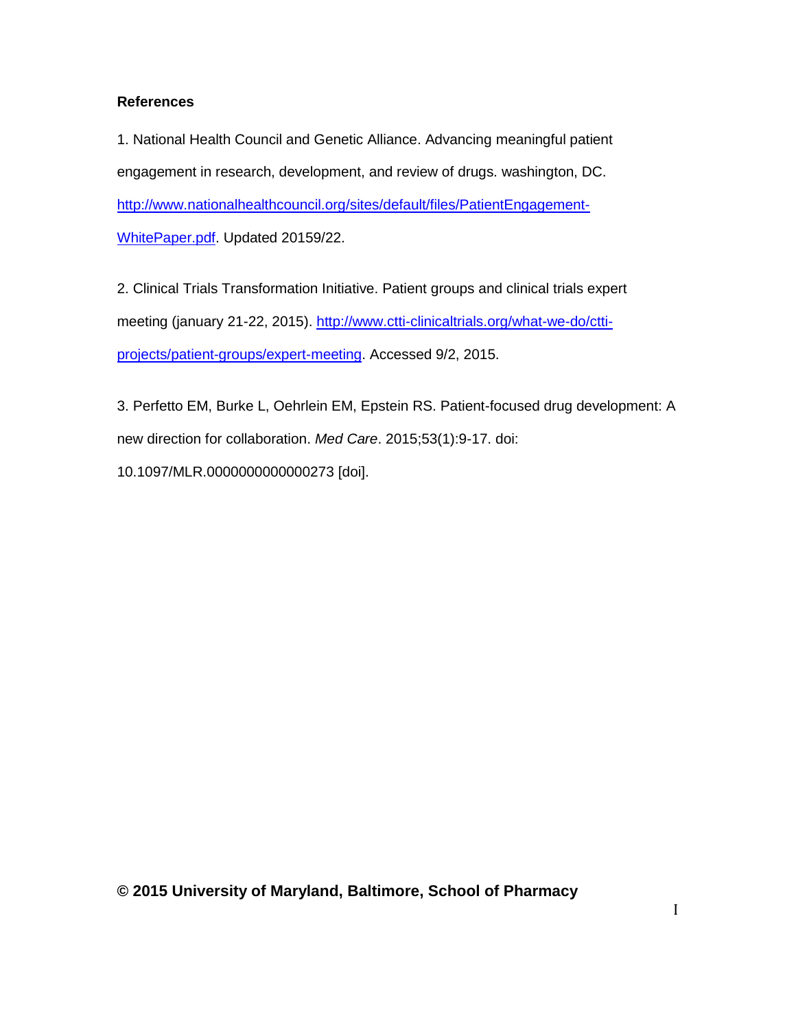**References**

1. National Health Council and Genetic Alliance. Advancing meaningful patient engagement in research, development, and review of drugs. washington, DC. http://www.nationalhealthcouncil.org/sites/default/files/PatientEngagement-WhitePaper.pdf. Updated 20159/22.

2. Clinical Trials Transformation Initiative. Patient groups and clinical trials expert meeting (january 21-22, 2015). http://www.ctti-clinicaltrials.org/what-we-do/ctti-projects/patient-groups/expert-meeting. Accessed 9/2, 2015.

3. Perfetto EM, Burke L, Oehrlein EM, Epstein RS. Patient-focused drug development: A new direction for collaboration. *Med Care*. 2015;53(1):9-17. doi: 10.1097/MLR.0000000000000273 [doi].

**© 2015 University of Maryland, Baltimore, School of Pharmacy**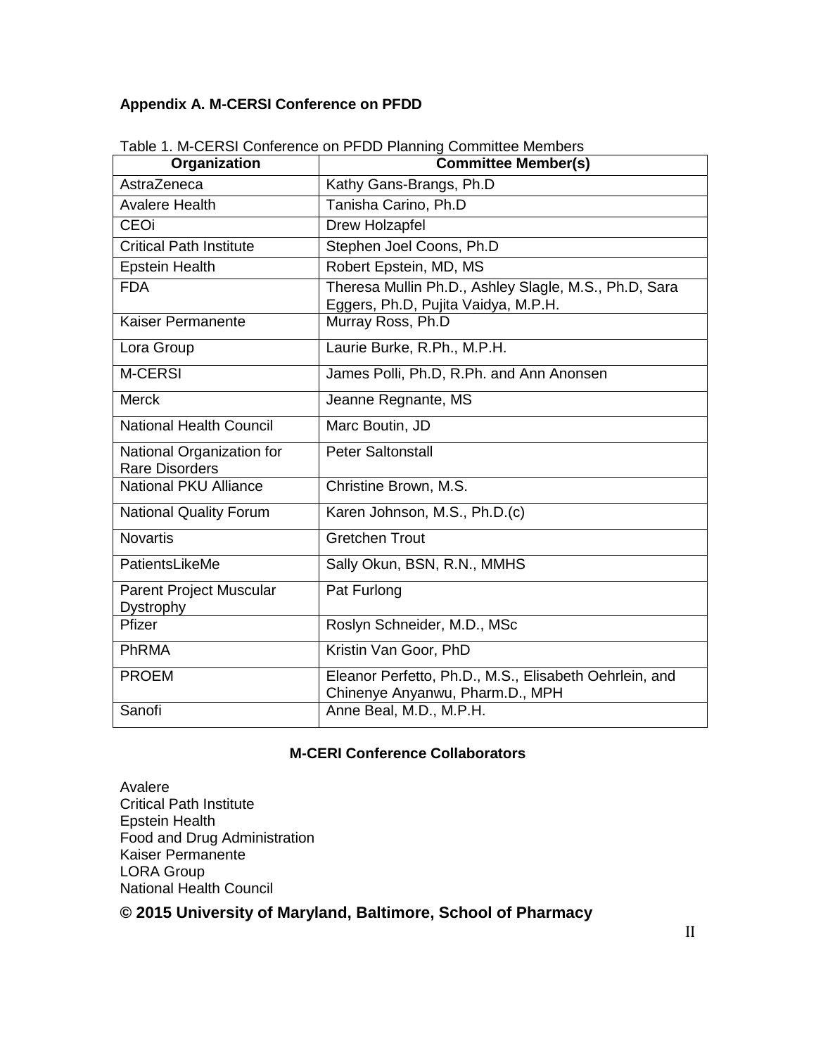## Appendix A. M-CERSI Conference on PFDD

Table 1. M-CERSI Conference on PFDD Planning Committee Members

| Organization | Committee Member(s) |
|---|---|
| AstraZeneca | Kathy Gans-Brangs, Ph.D |
| Avalere Health | Tanisha Carino, Ph.D |
| CEOi | Drew Holzapfel |
| Critical Path Institute | Stephen Joel Coons, Ph.D |
| Epstein Health | Robert Epstein, MD, MS |
| FDA | Theresa Mullin Ph.D., Ashley Slagle, M.S., Ph.D, Sara Eggers, Ph.D, Pujita Vaidya, M.P.H. |
| Kaiser Permanente | Murray Ross, Ph.D |
| Lora Group | Laurie Burke, R.Ph., M.P.H. |
| M-CERSI | James Polli, Ph.D, R.Ph. and Ann Anonsen |
| Merck | Jeanne Regnante, MS |
| National Health Council | Marc Boutin, JD |
| National Organization for Rare Disorders | Peter Saltonstall |
| National PKU Alliance | Christine Brown, M.S. |
| National Quality Forum | Karen Johnson, M.S., Ph.D.(c) |
| Novartis | Gretchen Trout |
| PatientsLikeMe | Sally Okun, BSN, R.N., MMHS |
| Parent Project Muscular Dystrophy | Pat Furlong |
| Pfizer | Roslyn Schneider, M.D., MSc |
| PhRMA | Kristin Van Goor, PhD |
| PROEM | Eleanor Perfetto, Ph.D., M.S., Elisabeth Oehrlein, and Chinenye Anyanwu, Pharm.D., MPH |
| Sanofi | Anne Beal, M.D., M.P.H. |

**M-CERI Conference Collaborators**

Avalere
Critical Path Institute
Epstein Health
Food and Drug Administration
Kaiser Permanente
LORA Group
National Health Council

**© 2015 University of Maryland, Baltimore, School of Pharmacy**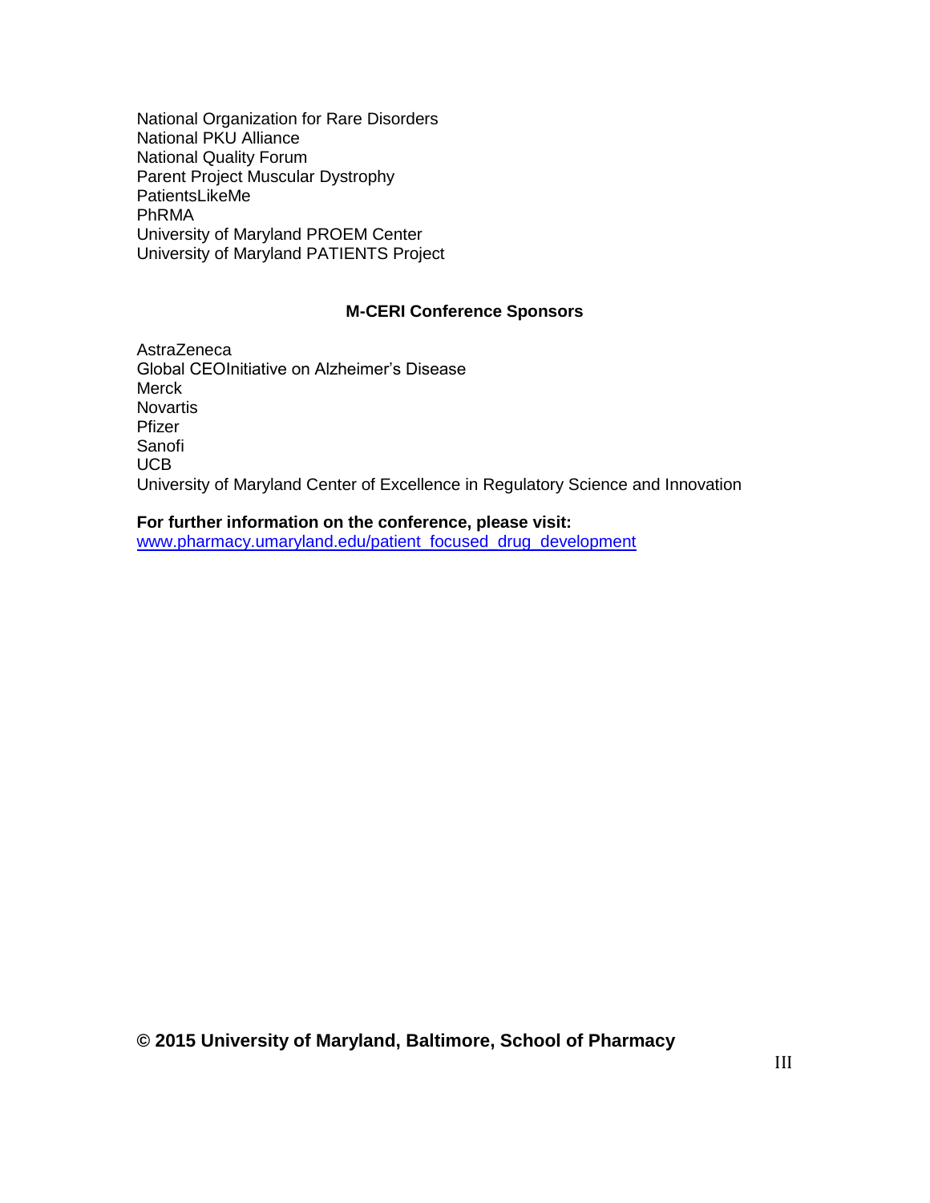National Organization for Rare Disorders
National PKU Alliance
National Quality Forum
Parent Project Muscular Dystrophy
PatientsLikeMe
PhRMA
University of Maryland PROEM Center
University of Maryland PATIENTS Project

**M-CERI Conference Sponsors**

AstraZeneca
Global CEOInitiative on Alzheimer's Disease
Merck
Novartis
Pfizer
Sanofi
UCB
University of Maryland Center of Excellence in Regulatory Science and Innovation

**For further information on the conference, please visit:**
www.pharmacy.umaryland.edu/patient_focused_drug_development

**© 2015 University of Maryland, Baltimore, School of Pharmacy**